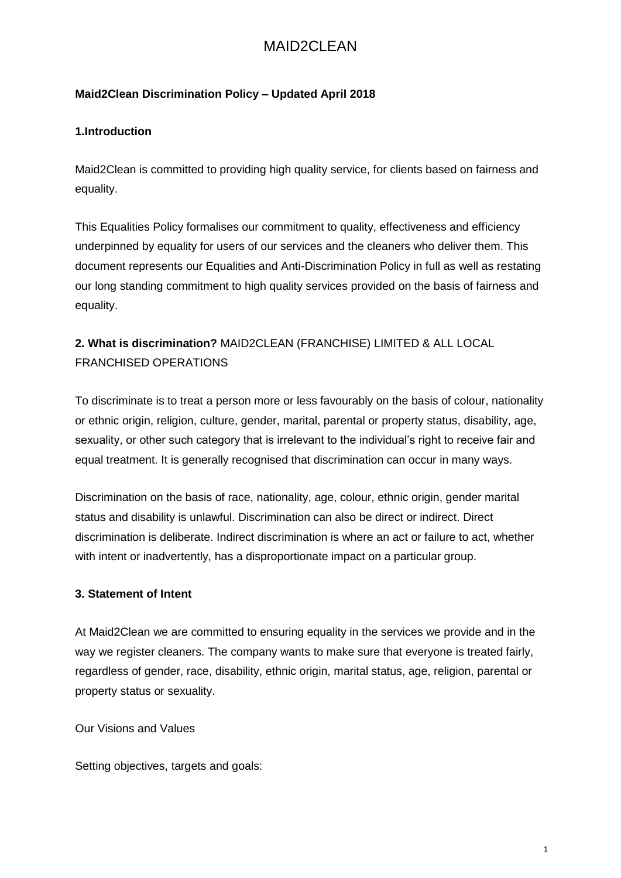# MAID2CLEAN

**Maid2Clean Discrimination Policy – Updated April 2018**

**1.Introduction**

Maid2Clean is committed to providing high quality service, for clients based on fairness and equality.

This Equalities Policy formalises our commitment to quality, effectiveness and efficiency underpinned by equality for users of our services and the cleaners who deliver them. This document represents our Equalities and Anti-Discrimination Policy in full as well as restating our long standing commitment to high quality services provided on the basis of fairness and equality.

**2. What is discrimination?** MAID2CLEAN (FRANCHISE) LIMITED & ALL LOCAL FRANCHISED OPERATIONS

To discriminate is to treat a person more or less favourably on the basis of colour, nationality or ethnic origin, religion, culture, gender, marital, parental or property status, disability, age, sexuality, or other such category that is irrelevant to the individual's right to receive fair and equal treatment. It is generally recognised that discrimination can occur in many ways.

Discrimination on the basis of race, nationality, age, colour, ethnic origin, gender marital status and disability is unlawful. Discrimination can also be direct or indirect. Direct discrimination is deliberate. Indirect discrimination is where an act or failure to act, whether with intent or inadvertently, has a disproportionate impact on a particular group.

**3. Statement of Intent**

At Maid2Clean we are committed to ensuring equality in the services we provide and in the way we register cleaners. The company wants to make sure that everyone is treated fairly, regardless of gender, race, disability, ethnic origin, marital status, age, religion, parental or property status or sexuality.

Our Visions and Values

Setting objectives, targets and goals: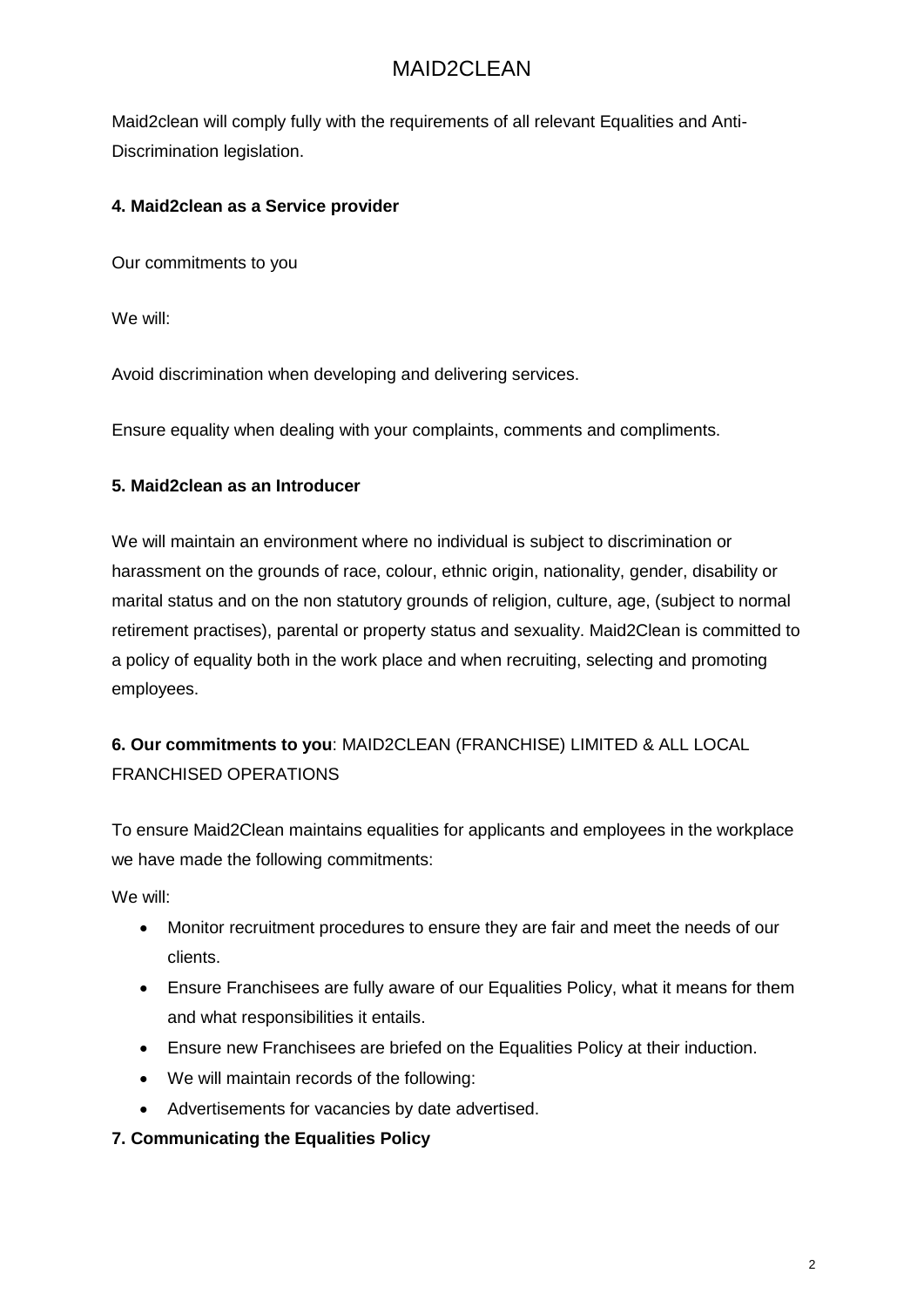Maid2clean will comply fully with the requirements of all relevant Equalities and Anti-Discrimination legislation.

**4. Maid2clean as a Service provider**

Our commitments to you

We will:

Avoid discrimination when developing and delivering services.

Ensure equality when dealing with your complaints, comments and compliments.

**5. Maid2clean as an Introducer**

We will maintain an environment where no individual is subject to discrimination or harassment on the grounds of race, colour, ethnic origin, nationality, gender, disability or marital status and on the non statutory grounds of religion, culture, age, (subject to normal retirement practises), parental or property status and sexuality. Maid2Clean is committed to a policy of equality both in the work place and when recruiting, selecting and promoting employees.

**6. Our commitments to you**: MAID2CLEAN (FRANCHISE) LIMITED & ALL LOCAL FRANCHISED OPERATIONS

To ensure Maid2Clean maintains equalities for applicants and employees in the workplace we have made the following commitments:

We will:

- Monitor recruitment procedures to ensure they are fair and meet the needs of our clients.
- Ensure Franchisees are fully aware of our Equalities Policy, what it means for them and what responsibilities it entails.
- Ensure new Franchisees are briefed on the Equalities Policy at their induction.
- We will maintain records of the following:
- Advertisements for vacancies by date advertised.

**7. Communicating the Equalities Policy**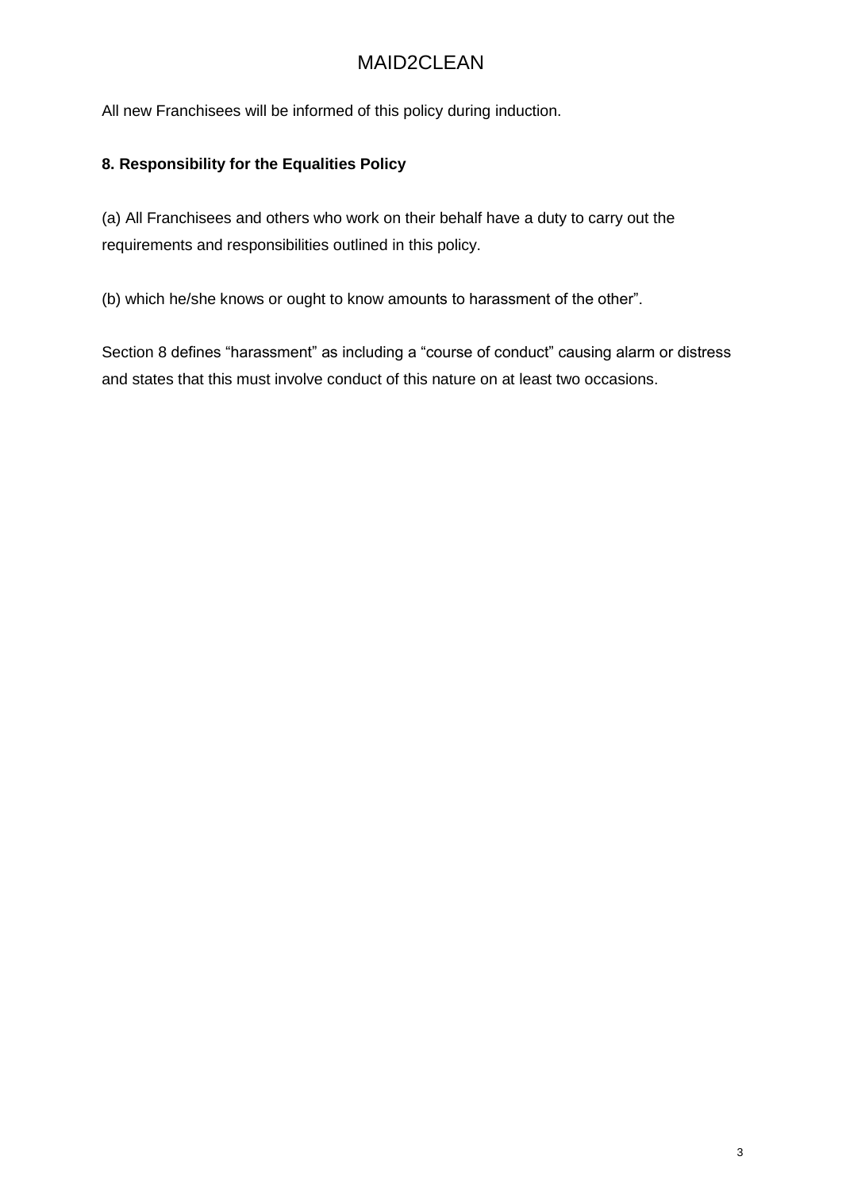All new Franchisees will be informed of this policy during induction.

**8. Responsibility for the Equalities Policy**

(a) All Franchisees and others who work on their behalf have a duty to carry out the requirements and responsibilities outlined in this policy.

(b) which he/she knows or ought to know amounts to harassment of the other".

Section 8 defines "harassment" as including a "course of conduct" causing alarm or distress and states that this must involve conduct of this nature on at least two occasions.